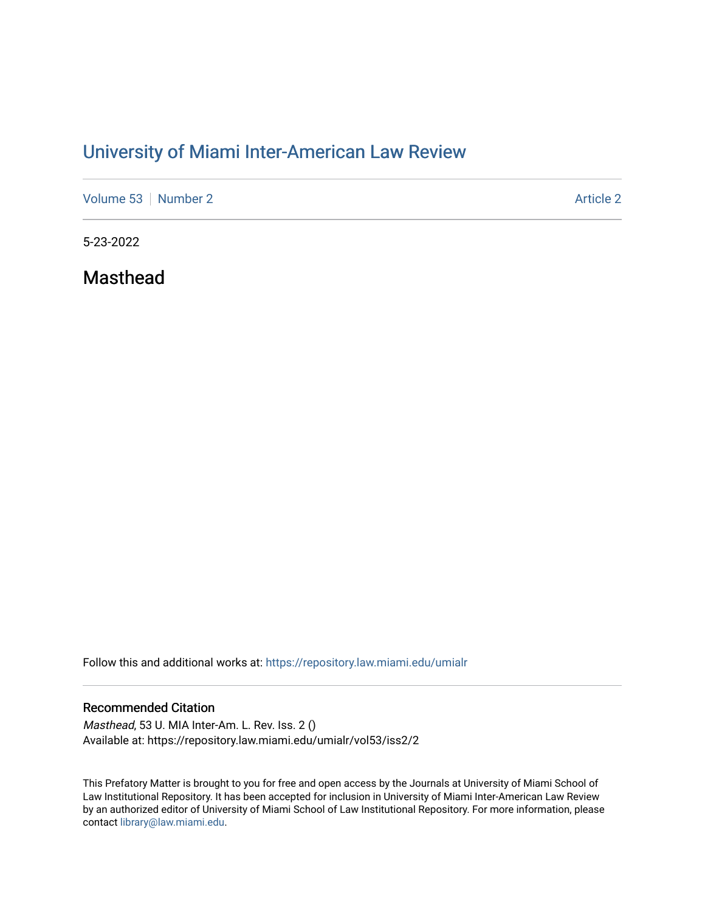# University of Miami Inter-American Law Review

Volume 53 | Number 2 | Article 2

5-23-2022

## Masthead

Follow this and additional works at: https://repository.law.miami.edu/umialr

### Recommended Citation

*Masthead*, 53 U. MIA Inter-Am. L. Rev. Iss. 2 ()
Available at: https://repository.law.miami.edu/umialr/vol53/iss2/2

This Prefatory Matter is brought to you for free and open access by the Journals at University of Miami School of Law Institutional Repository. It has been accepted for inclusion in University of Miami Inter-American Law Review by an authorized editor of University of Miami School of Law Institutional Repository. For more information, please contact library@law.miami.edu.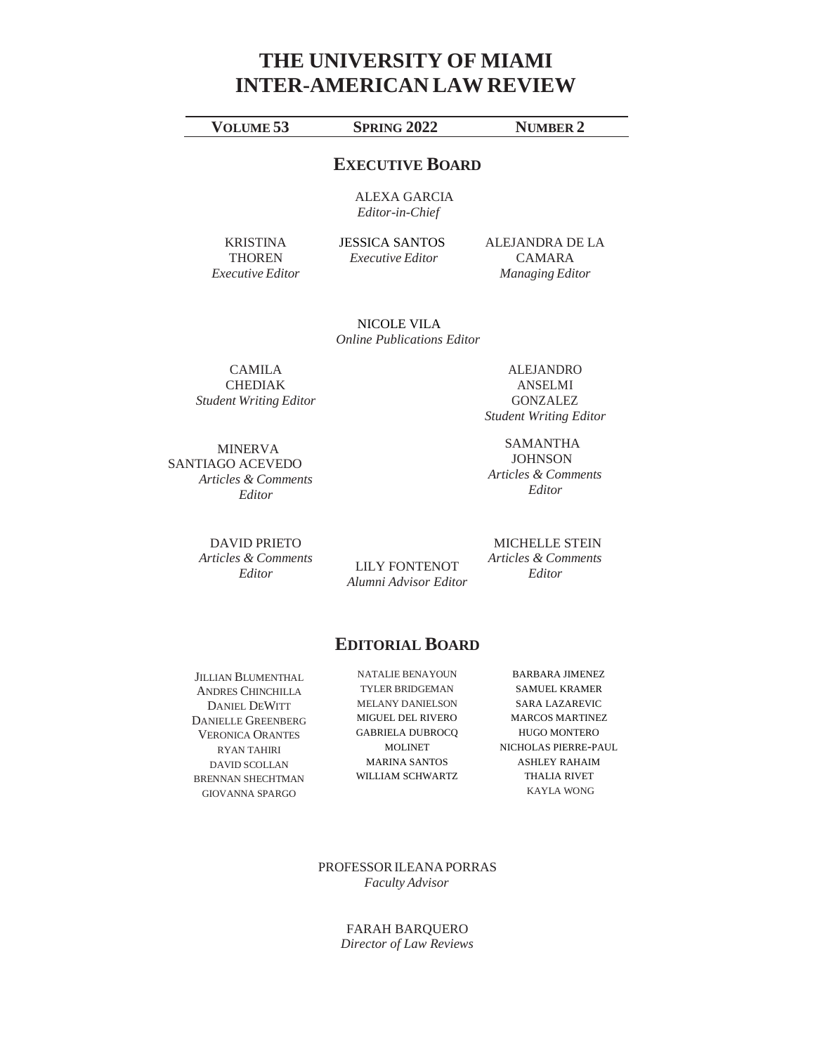# THE UNIVERSITY OF MIAMI INTER-AMERICAN LAW REVIEW

**VOLUME 53** | **SPRING 2022** | **NUMBER 2**

## EXECUTIVE BOARD

ALEXA GARCIA
*Editor-in-Chief*

KRISTINA THOREN
*Executive Editor*

JESSICA SANTOS
*Executive Editor*

ALEJANDRA DE LA CAMARA
*Managing Editor*

NICOLE VILA
*Online Publications Editor*

CAMILA CHEDIAK
*Student Writing Editor*

ALEJANDRO ANSELMI GONZALEZ
*Student Writing Editor*

MINERVA SANTIAGO ACEVEDO
*Articles & Comments Editor*

SAMANTHA JOHNSON
*Articles & Comments Editor*

DAVID PRIETO
*Articles & Comments Editor*

LILY FONTENOT
*Alumni Advisor Editor*

MICHELLE STEIN
*Articles & Comments Editor*

## EDITORIAL BOARD

JILLIAN BLUMENTHAL
ANDRES CHINCHILLA
DANIEL DEWITT
DANIELLE GREENBERG
VERONICA ORANTES
RYAN TAHIRI
DAVID SCOLLAN
BRENNAN SHECHTMAN
GIOVANNA SPARGO

NATALIE BENAYOUN
TYLER BRIDGEMAN
MELANY DANIELSON
MIGUEL DEL RIVERO
GABRIELA DUBROCQ MOLINET
MARINA SANTOS
WILLIAM SCHWARTZ

BARBARA JIMENEZ
SAMUEL KRAMER
SARA LAZAREVIC
MARCOS MARTINEZ
HUGO MONTERO
NICHOLAS PIERRE-PAUL
ASHLEY RAHAIM
THALIA RIVET
KAYLA WONG

PROFESSOR ILEANA PORRAS
*Faculty Advisor*

FARAH BARQUERO
*Director of Law Reviews*